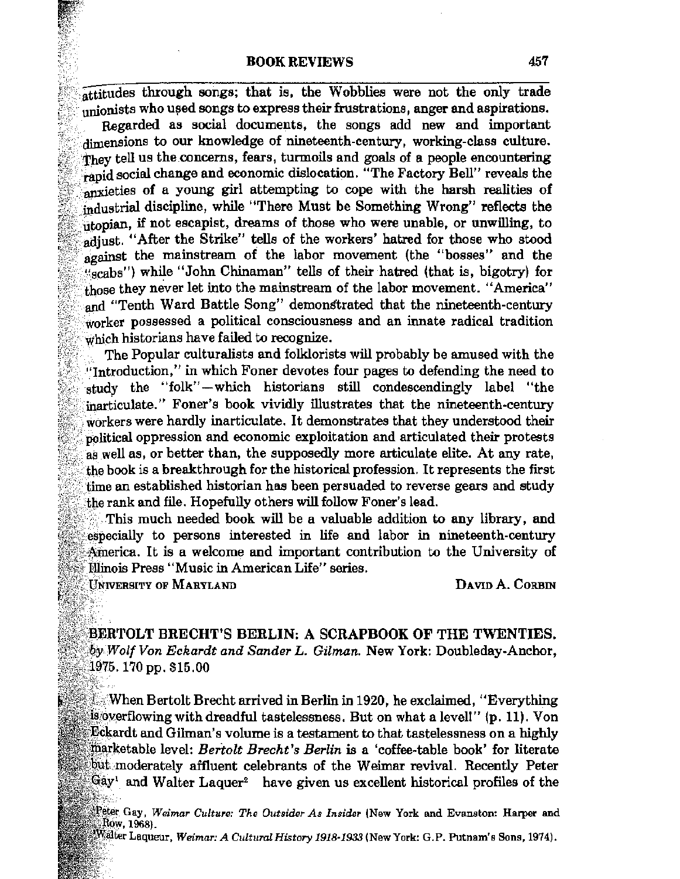attitudes through songs; that is, the Wobblies were not the only trade unionists who used songs to express their frustrations, anger and aspirations.

Regarded as social documents, the songs add new and important dimensions to our knowledge of nineteenth-century, working-class culture. They tell us the concerns, fears, turmoils and goals of a people encountering rapid social change and economic dislocation. "The Factory Bell" reveals the anxieties of a young girl attempting to cope with the harsh realities of industrial discipline, while "There Must be Something Wrong" reflects the utopian, if not escapist, dreams of those who were unable, or unwilling, to adjust. "After the Strike" tells of the workers' hatred for those who stood against the mainstream of the labor movement (the "bosses" and the "scabs") while "John Chinaman" tells of their hatred (that is, bigotry) for those they never let into the mainstream of the labor movement. "America" and "Tenth Ward Battle Song" demonstrated that the nineteenth-century worker possessed a political consciousness and an innate radical tradition which historians have failed to recognize.

The Popular culturalists and folklorists will probably be amused with the "Introduction," in which Foner devotes four pages to defending the need to study the "folk"—which historians still condescendingly label "the inarticulate." Foner's book vividly illustrates that the nineteenth-century workers were hardly inarticulate. It demonstrates that they understood their political oppression and economic exploitation and articulated their protests as well as, or better than, the supposedly more articulate elite. At any rate, the book is a breakthrough for the historical profession. It represents the first time an established historian has been persuaded to reverse gears and study the rank and file. Hopefully others will follow Foner's lead.

This much needed book will be a valuable addition to any library, and especially to persons interested in life and labor in nineteenth-century America. It is a welcome and important contribution to the University of Illinois Press "Music in American Life" series.

UNIVERSITY OF MARYLAND — DAVID A. CORBIN

## BERTOLT BRECHT'S BERLIN: A SCRAPBOOK OF THE TWENTIES.

*by Wolf Von Eckardt and Sander L. Gilman.* New York: Doubleday-Anchor, 1975. 170 pp. $15.00

When Bertolt Brecht arrived in Berlin in 1920, he exclaimed, "Everything is overflowing with dreadful tastelessness. But on what a level!" (p. 11). Von Eckardt and Gilman's volume is a testament to that tastelessness on a highly marketable level: *Bertolt Brecht's Berlin* is a 'coffee-table book' for literate but moderately affluent celebrants of the Weimar revival. Recently Peter Gay[1] and Walter Laquer[2] have given us excellent historical profiles of the

[1] Peter Gay, *Weimar Culture: The Outsider As Insider* (New York and Evanston: Harper and Row, 1968).

[2] Walter Laqueur, *Weimar: A Cultural History 1918-1933* (New York: G.P. Putnam's Sons, 1974).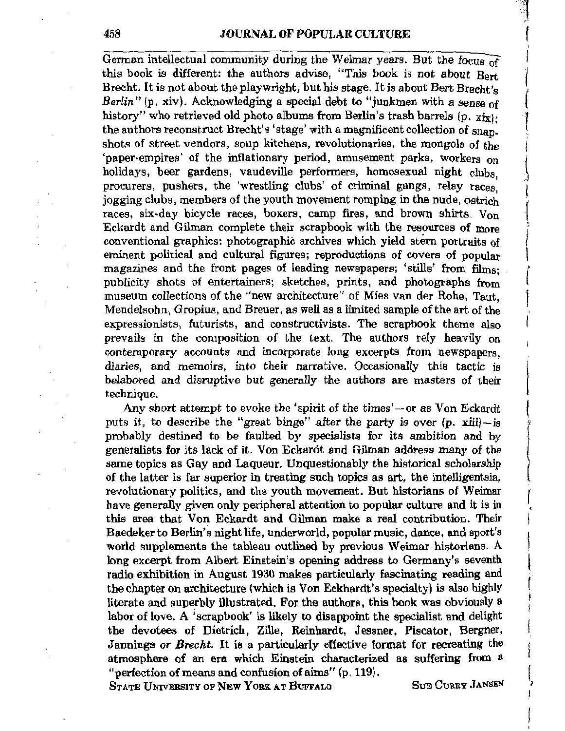German intellectual community during the Weimar years. But the focus of this book is different: the authors advise, "This book is not about Bert Brecht. It is not about the playwright, but his stage. It is about Bert Brecht's *Berlin*" (p. xiv). Acknowledging a special debt to "junkmen with a sense of history" who retrieved old photo albums from Berlin's trash barrels (p. xix); the authors reconstruct Brecht's 'stage' with a magnificent collection of snapshots of street vendors, soup kitchens, revolutionaries, the mongols of the 'paper-empires' of the inflationary period, amusement parks, workers on holidays, beer gardens, vaudeville performers, homosexual night clubs, procurers, pushers, the 'wrestling clubs' of criminal gangs, relay races, jogging clubs, members of the youth movement romping in the nude, ostrich races, six-day bicycle races, boxers, camp fires, and brown shirts. Von Eckardt and Gilman complete their scrapbook with the resources of more conventional graphics: photographic archives which yield stern portraits of eminent political and cultural figures; reproductions of covers of popular magazines and the front pages of leading newspapers; 'stills' from films; publicity shots of entertainers; sketches, prints, and photographs from museum collections of the "new architecture" of Mies van der Rohe, Taut, Mendelsohn, Gropius, and Breuer, as well as a limited sample of the art of the expressionists, futurists, and constructivists. The scrapbook theme also prevails in the composition of the text. The authors rely heavily on contemporary accounts and incorporate long excerpts from newspapers, diaries, and memoirs, into their narrative. Occasionally this tactic is belabored and disruptive but generally the authors are masters of their technique.

Any short attempt to evoke the 'spirit of the times'—or as Von Eckardt puts it, to describe the "great binge" after the party is over (p. xiii)—is probably destined to be faulted by specialists for its ambition and by generalists for its lack of it. Von Eckardt and Gilman address many of the same topics as Gay and Laqueur. Unquestionably the historical scholarship of the latter is far superior in treating such topics as art, the intelligentsia, revolutionary politics, and the youth movement. But historians of Weimar have generally given only peripheral attention to popular culture and it is in this area that Von Eckardt and Gilman make a real contribution. Their Baedeker to Berlin's night life, underworld, popular music, dance, and sport's world supplements the tableau outlined by previous Weimar historians. A long excerpt from Albert Einstein's opening address to Germany's seventh radio exhibition in August 1930 makes particularly fascinating reading and the chapter on architecture (which is Von Eckhardt's specialty) is also highly literate and superbly illustrated. For the authors, this book was obviously a labor of love. A 'scrapbook' is likely to disappoint the specialist and delight the devotees of Dietrich, Zille, Reinhardt, Jessner, Piscator, Bergner, Jannings *or Brecht*. It is a particularly effective format for recreating the atmosphere of an era which Einstein characterized as suffering from a "perfection of means and confusion of aims" (p. 119).

State University of New York at Buffalo — Sue Curry Jansen